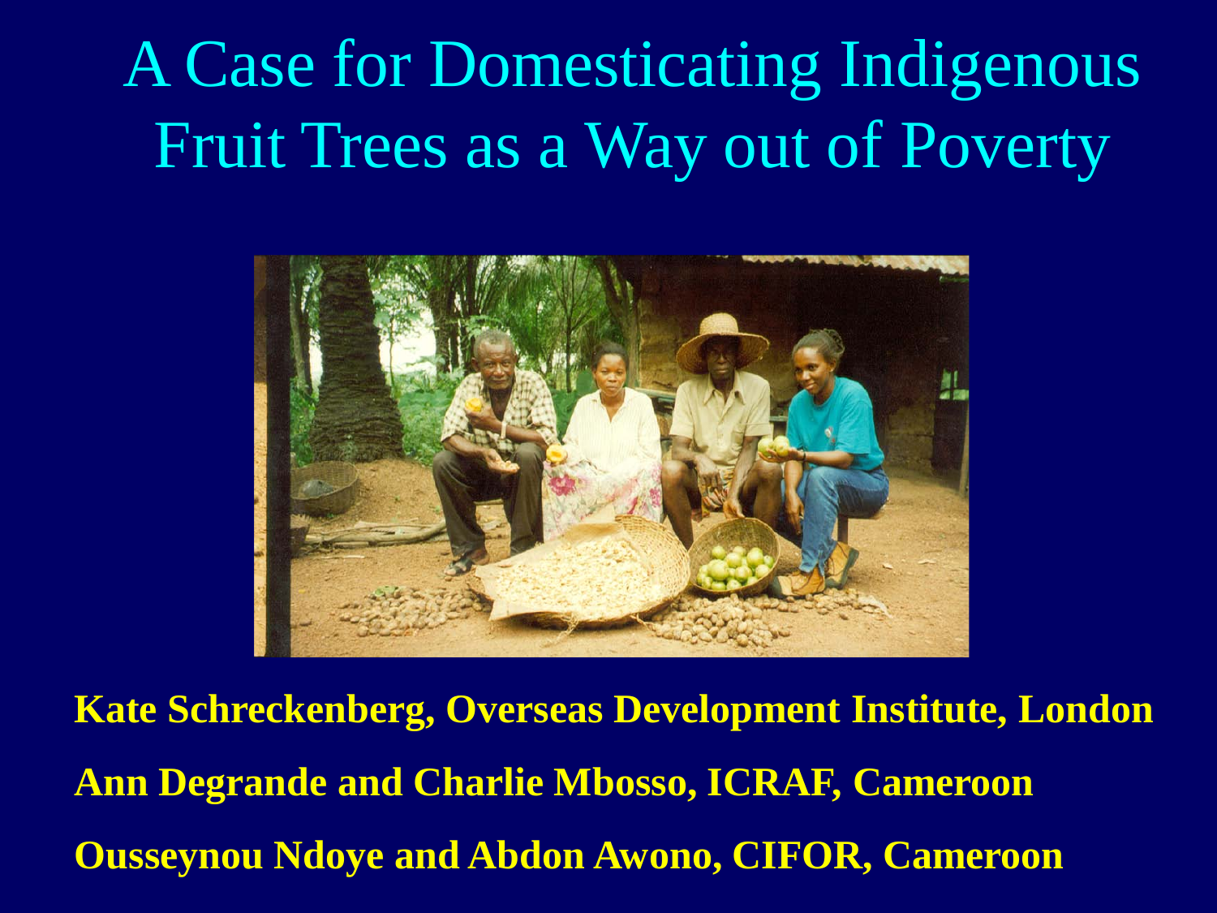# A Case for Domesticating Indigenous Fruit Trees as a Way out of Poverty

**Kate Schreckenberg, Overseas Development Institute, London**

**Ann Degrande and Charlie Mbosso, ICRAF, Cameroon**

**Ousseynou Ndoye and Abdon Awono, CIFOR, Cameroon**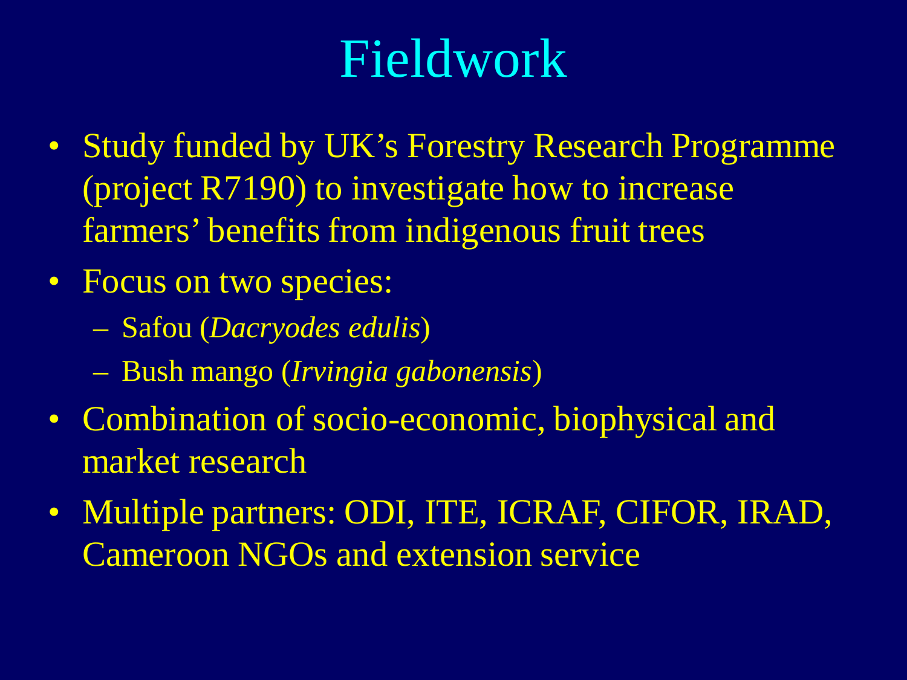# Fieldwork

- Study funded by UK's Forestry Research Programme (project R7190) to investigate how to increase farmers' benefits from indigenous fruit trees
- Focus on two species:
  - Safou (*Dacryodes edulis*)
  - Bush mango (*Irvingia gabonensis*)
- Combination of socio-economic, biophysical and market research
- Multiple partners: ODI, ITE, ICRAF, CIFOR, IRAD, Cameroon NGOs and extension service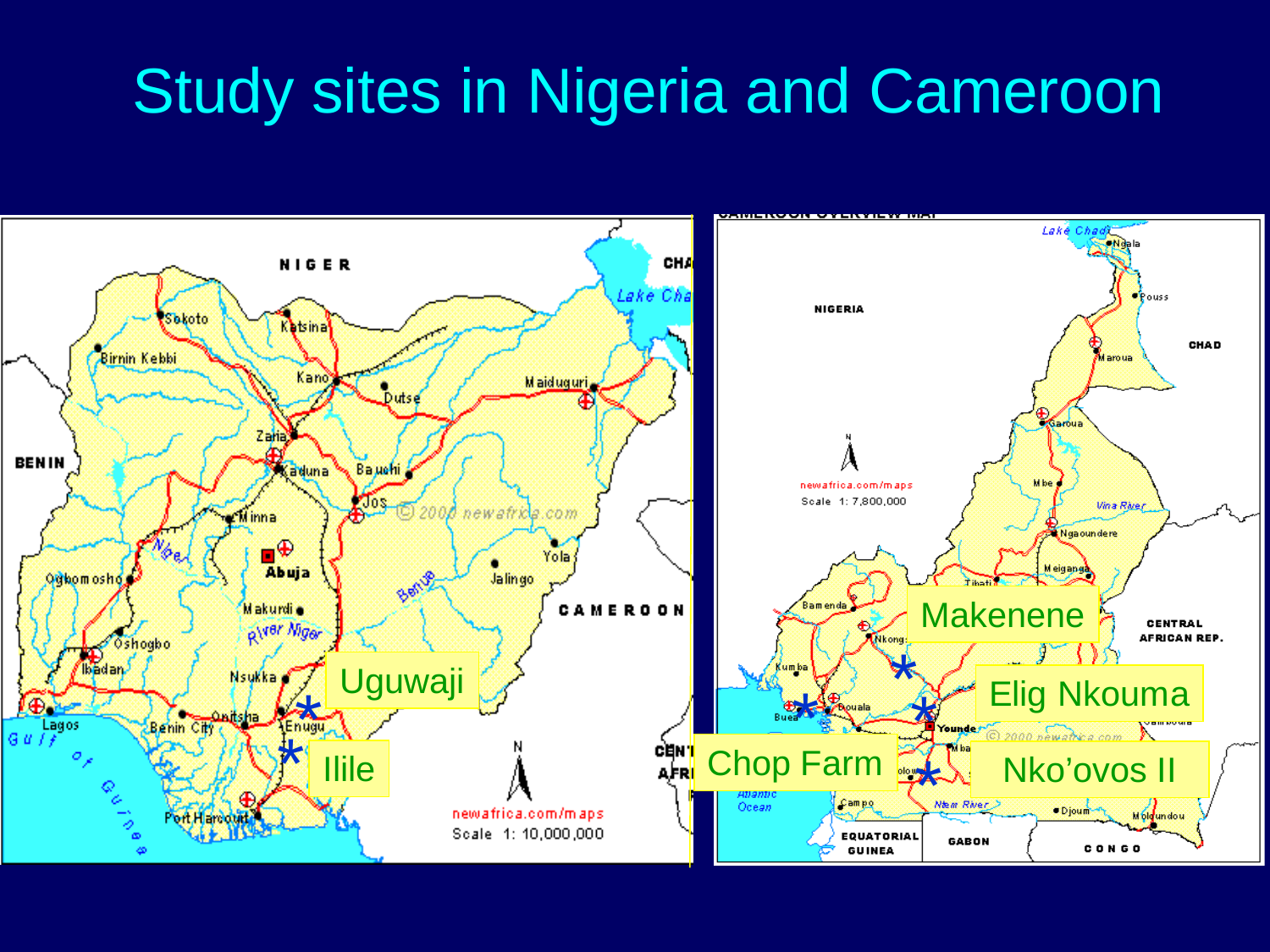# Study sites in Nigeria and Cameroon

Uguwaji

Ilile

Makenene

Elig Nkouma

Chop Farm

Nko'ovos II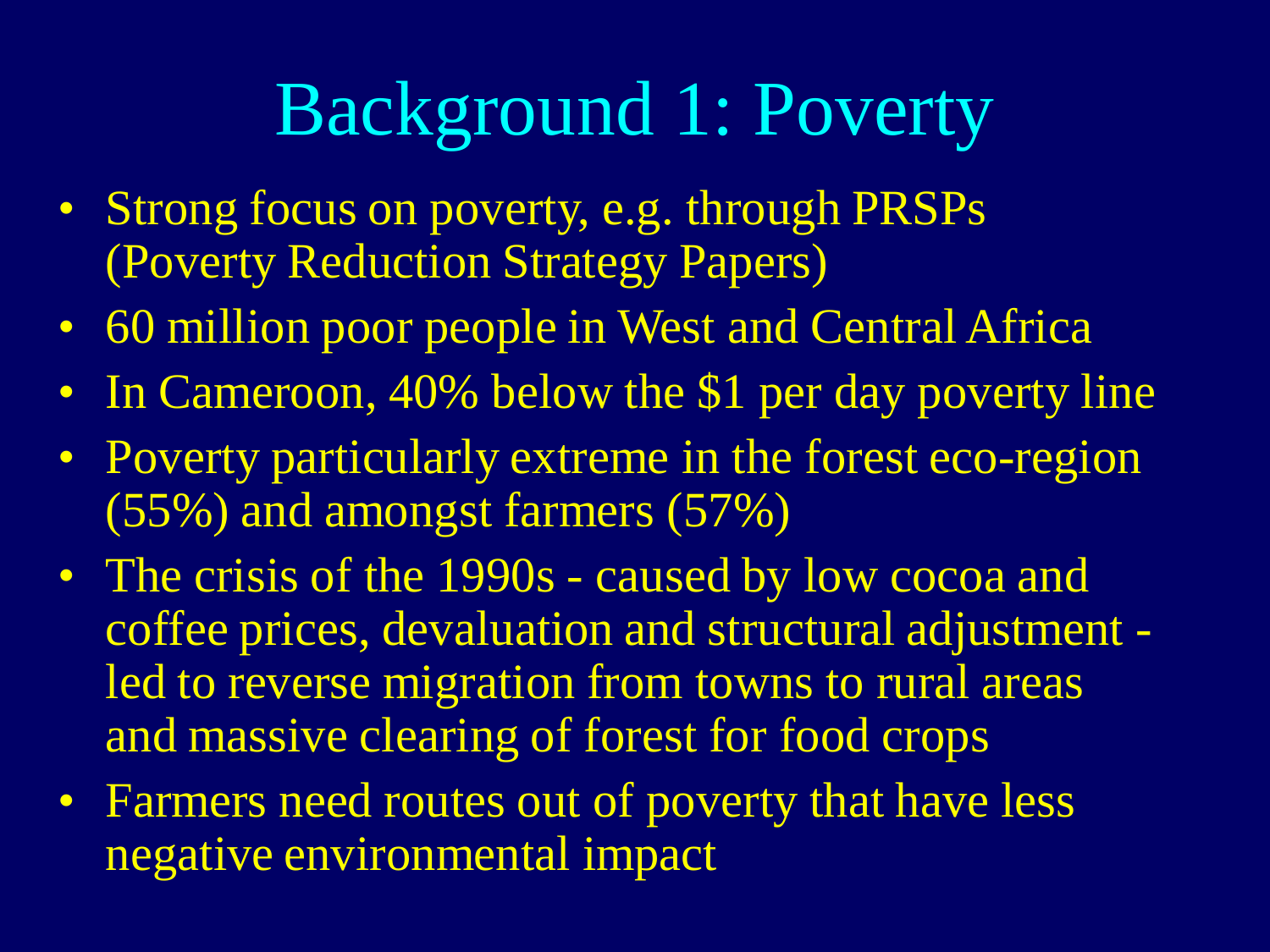# Background 1: Poverty

- Strong focus on poverty, e.g. through PRSPs (Poverty Reduction Strategy Papers)
- 60 million poor people in West and Central Africa
- In Cameroon, 40% below the $1 per day poverty line
- Poverty particularly extreme in the forest eco-region (55%) and amongst farmers (57%)
- The crisis of the 1990s - caused by low cocoa and coffee prices, devaluation and structural adjustment - led to reverse migration from towns to rural areas and massive clearing of forest for food crops
- Farmers need routes out of poverty that have less negative environmental impact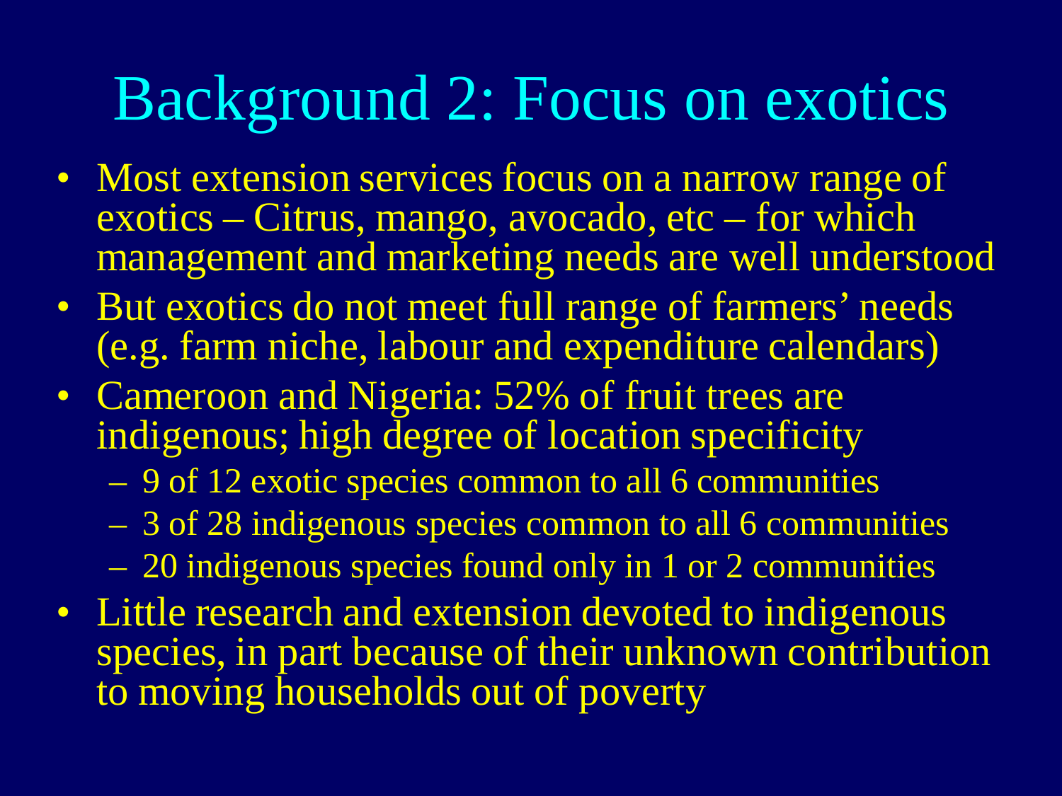# Background 2: Focus on exotics

- Most extension services focus on a narrow range of exotics – Citrus, mango, avocado, etc – for which management and marketing needs are well understood
- But exotics do not meet full range of farmers' needs (e.g. farm niche, labour and expenditure calendars)
- Cameroon and Nigeria: 52% of fruit trees are indigenous; high degree of location specificity
  - 9 of 12 exotic species common to all 6 communities
  - 3 of 28 indigenous species common to all 6 communities
  - 20 indigenous species found only in 1 or 2 communities
- Little research and extension devoted to indigenous species, in part because of their unknown contribution to moving households out of poverty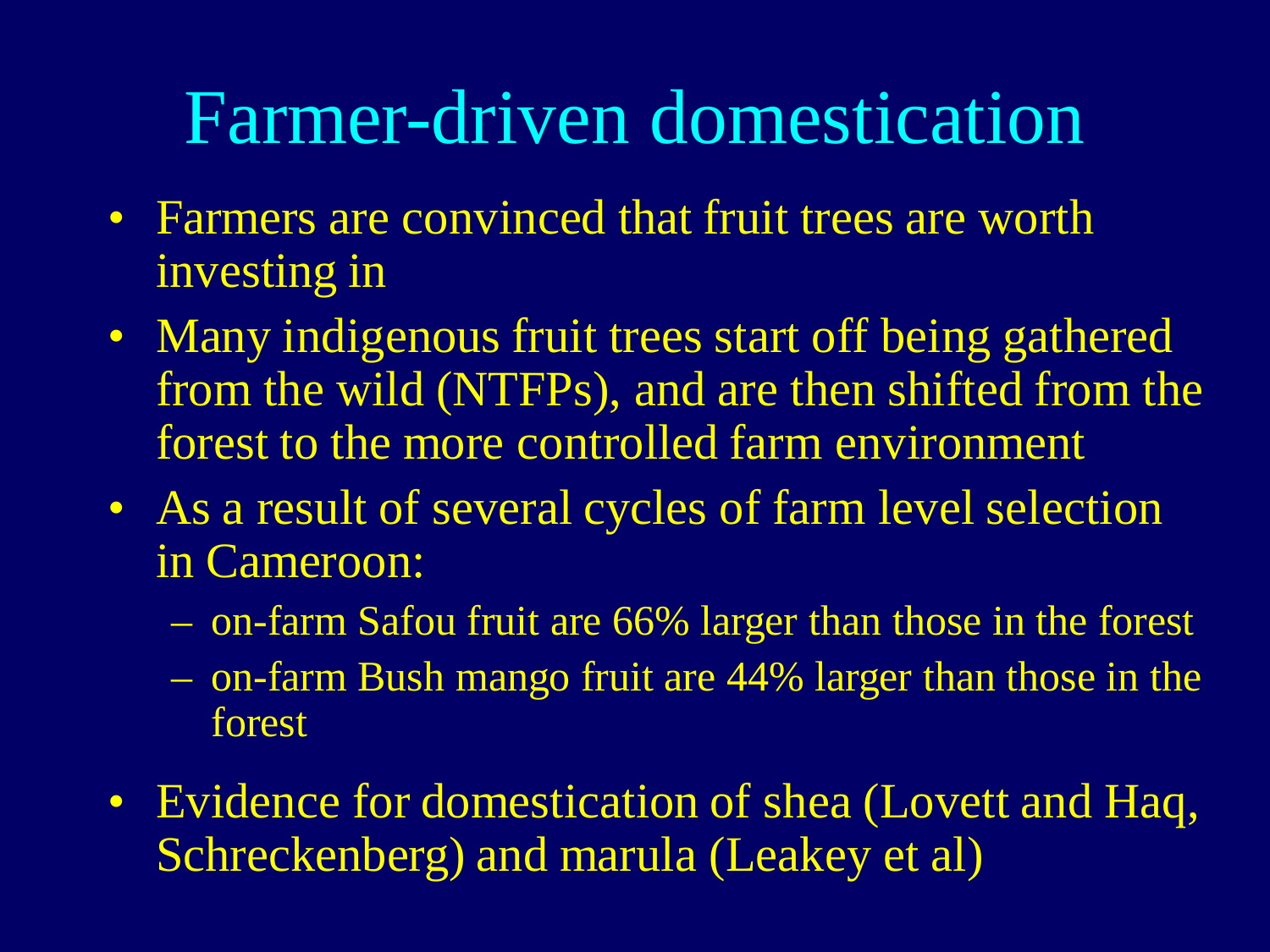# Farmer-driven domestication

- Farmers are convinced that fruit trees are worth investing in
- Many indigenous fruit trees start off being gathered from the wild (NTFPs), and are then shifted from the forest to the more controlled farm environment
- As a result of several cycles of farm level selection in Cameroon:
  - on-farm Safou fruit are 66% larger than those in the forest
  - on-farm Bush mango fruit are 44% larger than those in the forest
- Evidence for domestication of shea (Lovett and Haq, Schreckenberg) and marula (Leakey et al)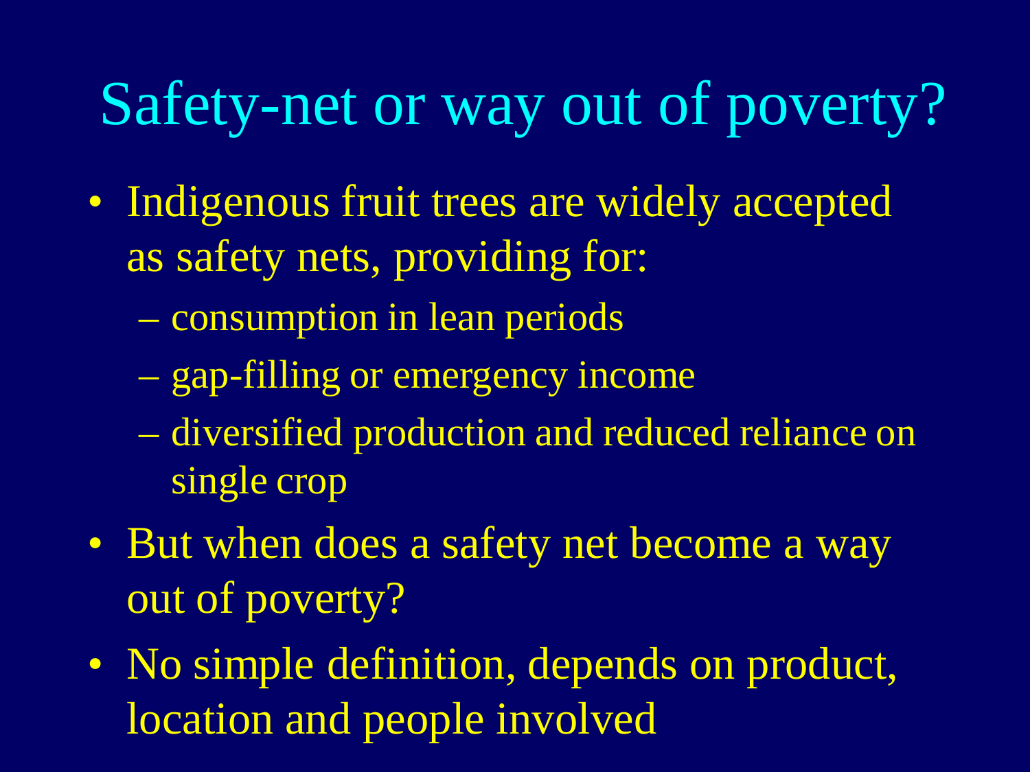# Safety-net or way out of poverty?

- Indigenous fruit trees are widely accepted as safety nets, providing for:
  - consumption in lean periods
  - gap-filling or emergency income
  - diversified production and reduced reliance on single crop
- But when does a safety net become a way out of poverty?
- No simple definition, depends on product, location and people involved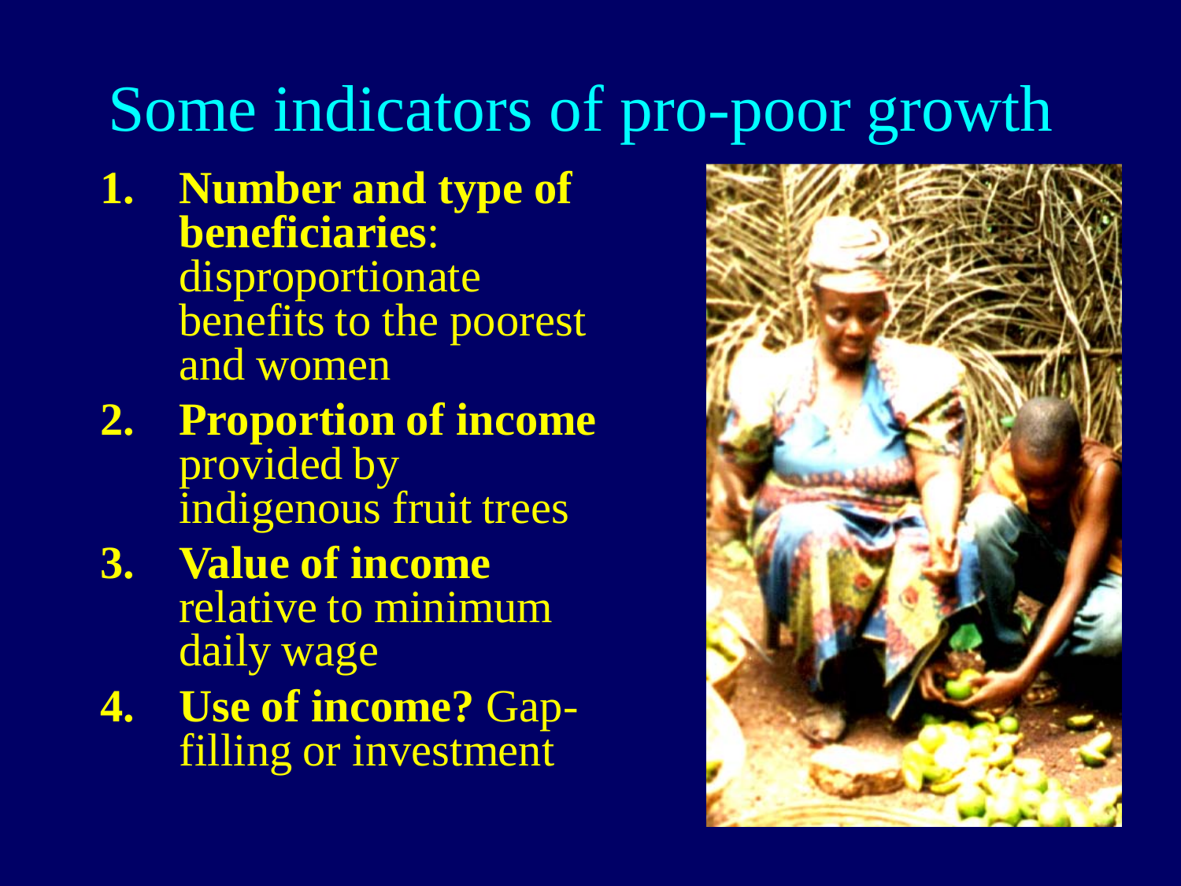# Some indicators of pro-poor growth

1. **Number and type of beneficiaries**: disproportionate benefits to the poorest and women
2. **Proportion of income** provided by indigenous fruit trees
3. **Value of income** relative to minimum daily wage
4. **Use of income?** Gap-filling or investment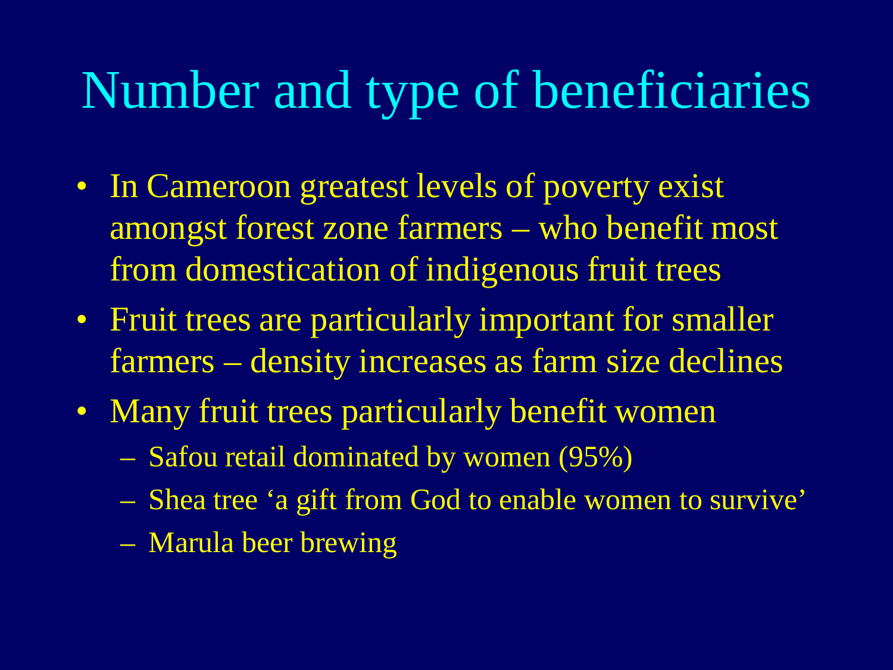# Number and type of beneficiaries

- In Cameroon greatest levels of poverty exist amongst forest zone farmers – who benefit most from domestication of indigenous fruit trees
- Fruit trees are particularly important for smaller farmers – density increases as farm size declines
- Many fruit trees particularly benefit women
  - Safou retail dominated by women (95%)
  - Shea tree 'a gift from God to enable women to survive'
  - Marula beer brewing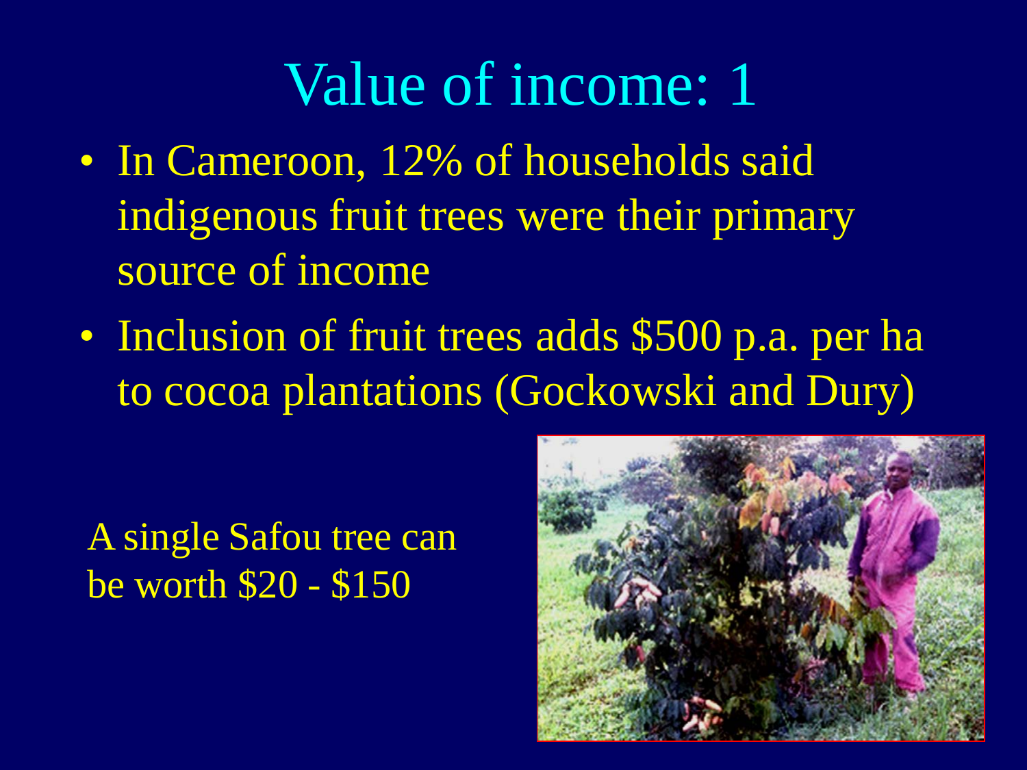# Value of income: 1

- In Cameroon, 12% of households said indigenous fruit trees were their primary source of income
- Inclusion of fruit trees adds $500 p.a. per ha to cocoa plantations (Gockowski and Dury)

A single Safou tree can be worth $20 - $150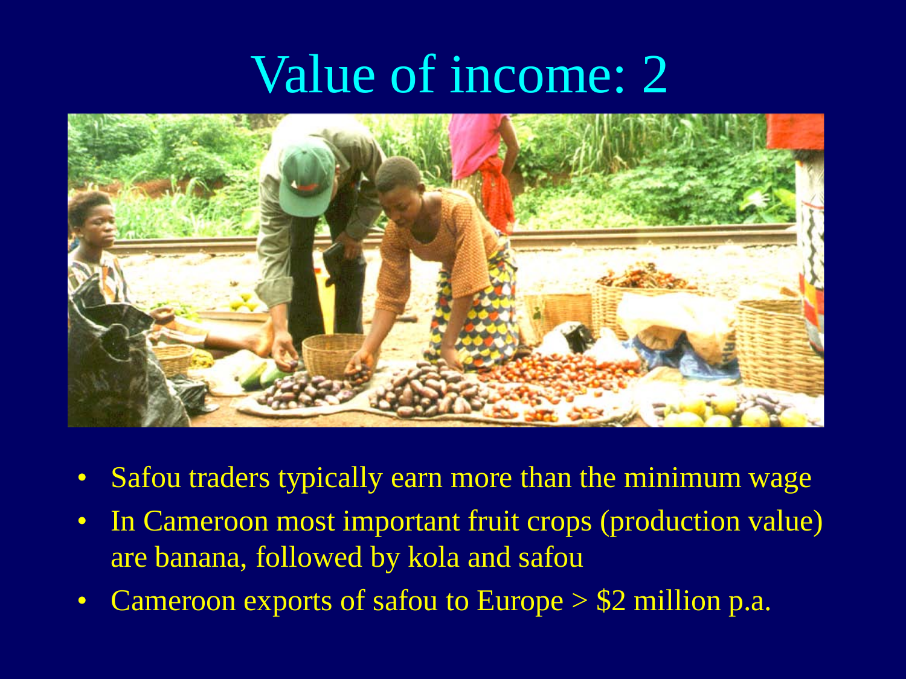# Value of income: 2

- Safou traders typically earn more than the minimum wage
- In Cameroon most important fruit crops (production value) are banana, followed by kola and safou
- Cameroon exports of safou to Europe > $2 million p.a.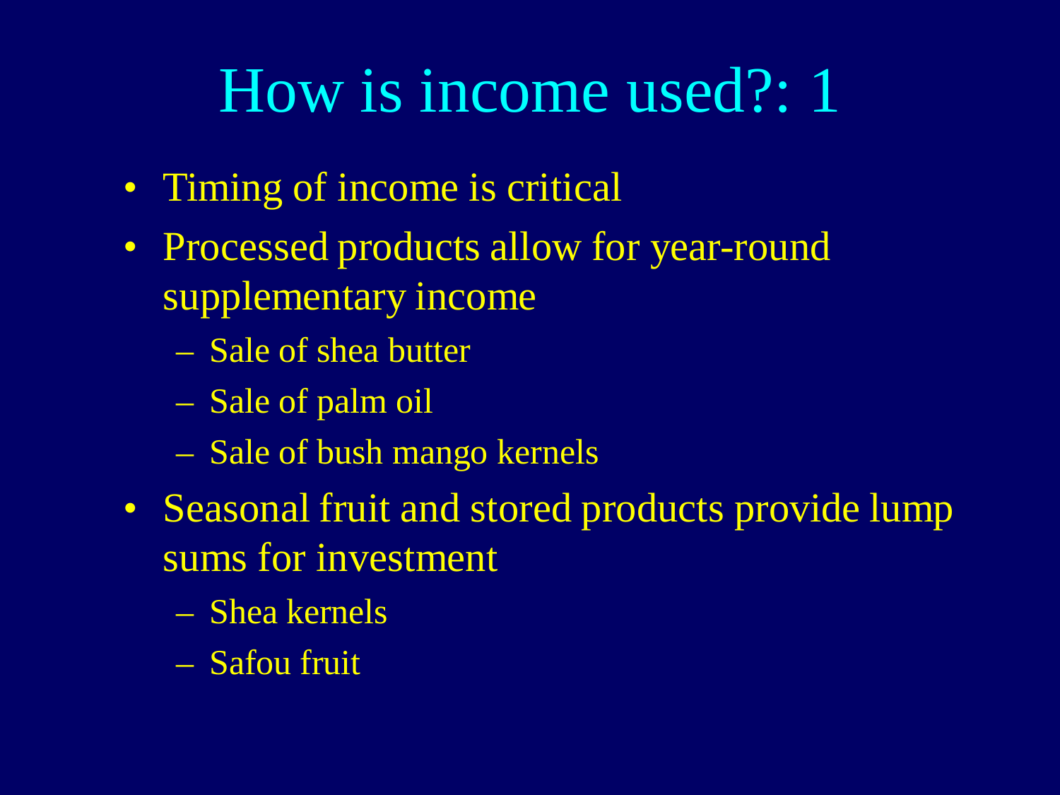# How is income used?: 1

- Timing of income is critical
- Processed products allow for year-round supplementary income
  - Sale of shea butter
  - Sale of palm oil
  - Sale of bush mango kernels
- Seasonal fruit and stored products provide lump sums for investment
  - Shea kernels
  - Safou fruit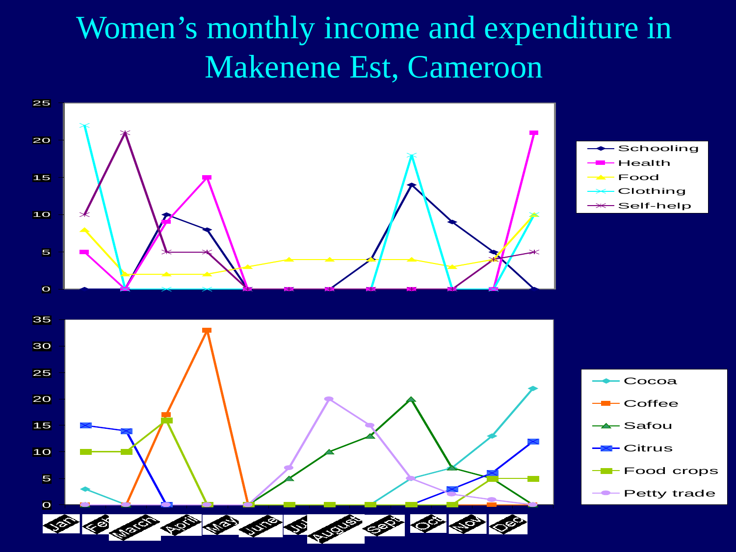# Women's monthly income and expenditure in Makenene Est, Cameroon

| Expenditure | Jan | Feb | March | April | May | June | July | August | Sept | Oct | Nov | Dec |
|---|---|---|---|---|---|---|---|---|---|---|---|---|
| Schooling | 0 | 0 | 10 | 8 | 0 | 0 | 0 | 4 | 14 | 9 | 5 | 0 |
| Health | 5 | 0 | 9 | 15 | 0 | 0 | 0 | 0 | 0 | 0 | 0 | 21 |
| Food | 8 | 2 | 2 | 2 | 3 | 4 | 4 | 4 | 4 | 3 | 4 | 10 |
| Clothing | 22 | 0 | 0 | 0 | 0 | 0 | 0 | 0 | 18 | 0 | 0 | 10 |
| Self-help | 10 | 21 | 5 | 5 | 0 | 0 | 0 | 0 | 0 | 0 | 4 | 5 |

| Income | Jan | Feb | March | April | May | June | July | August | Sept | Oct | Nov | Dec |
|---|---|---|---|---|---|---|---|---|---|---|---|---|
| Cocoa | 3 | 0 | 0 | 0 | 0 | 0 | 0 | 0 | 5 | 7 | 13 | 22 |
| Coffee | 0 | 0 | 17 | 33 | 0 | 0 | 0 | 0 | 0 | 0 | 0 | 0 |
| Safou | 0 | 0 | 0 | 0 | 0 | 5 | 10 | 13 | 20 | 7 | 5 | 0 |
| Citrus | 15 | 14 | 0 | 0 | 0 | 0 | 0 | 0 | 0 | 3 | 6 | 12 |
| Food crops | 10 | 10 | 16 | 0 | 0 | 0 | 0 | 0 | 0 | 0 | 5 | 5 |
| Petty trade | 0 | 0 | 0 | 0 | 0 | 7 | 20 | 15 | 5 | 2 | 1 | 0 |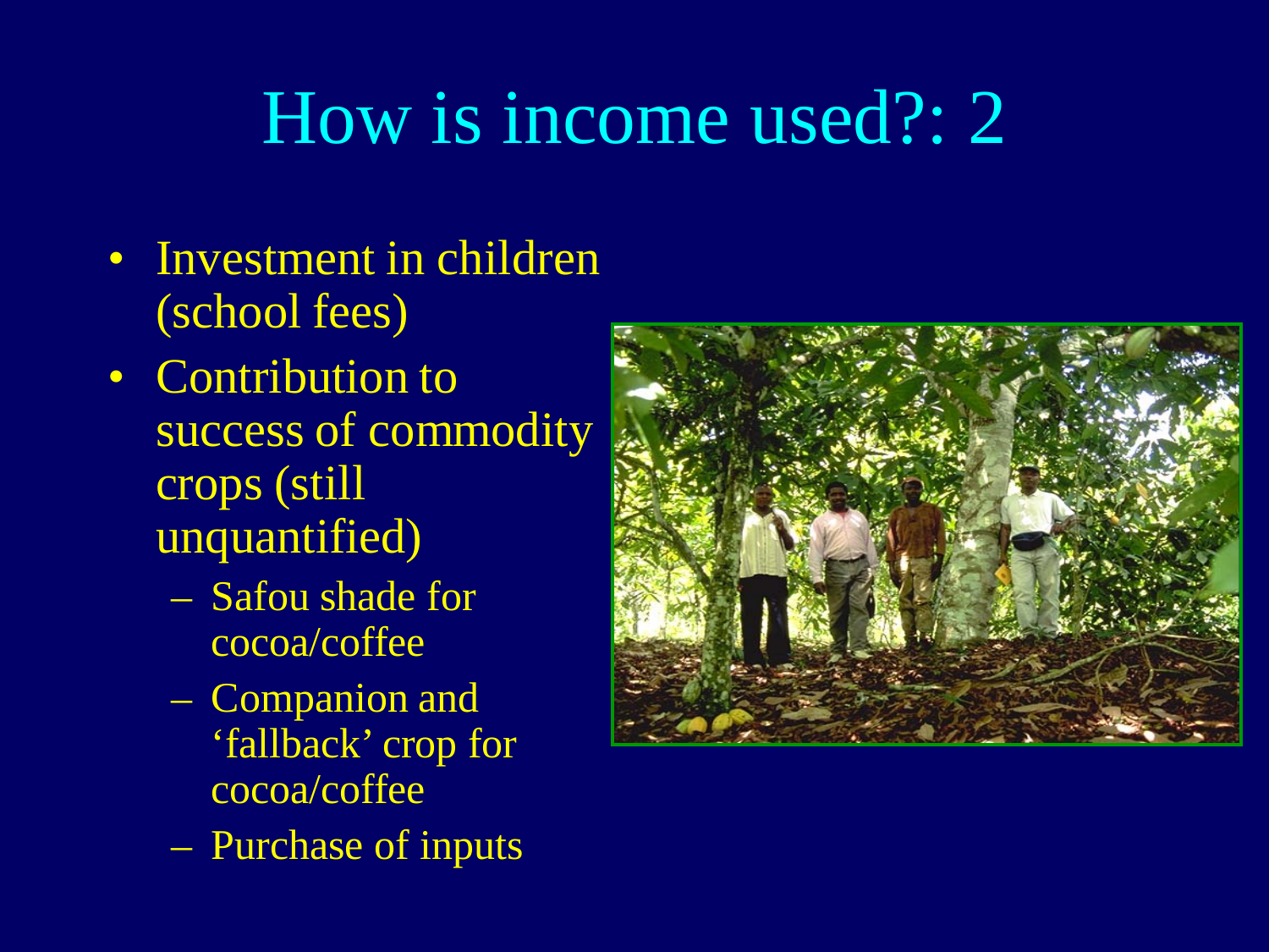# How is income used?: 2

- Investment in children (school fees)
- Contribution to success of commodity crops (still unquantified)
  - Safou shade for cocoa/coffee
  - Companion and 'fallback' crop for cocoa/coffee
  - Purchase of inputs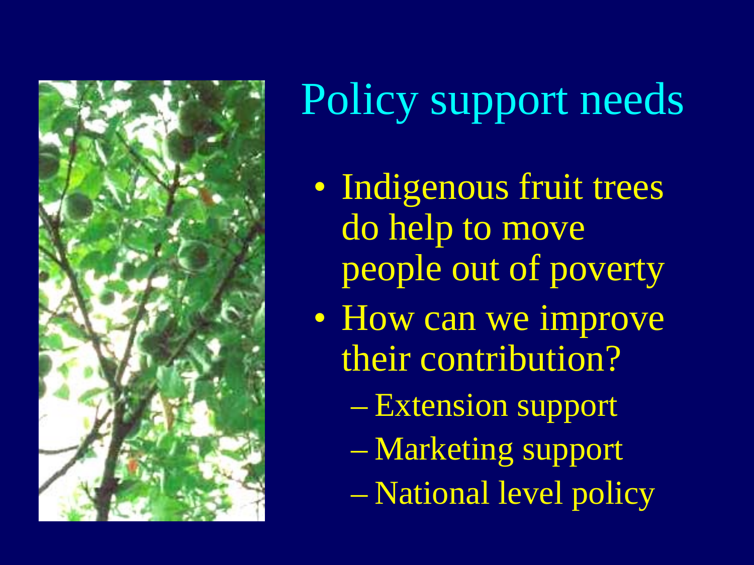# Policy support needs

- Indigenous fruit trees do help to move people out of poverty
- How can we improve their contribution?
  - Extension support
  - Marketing support
  - National level policy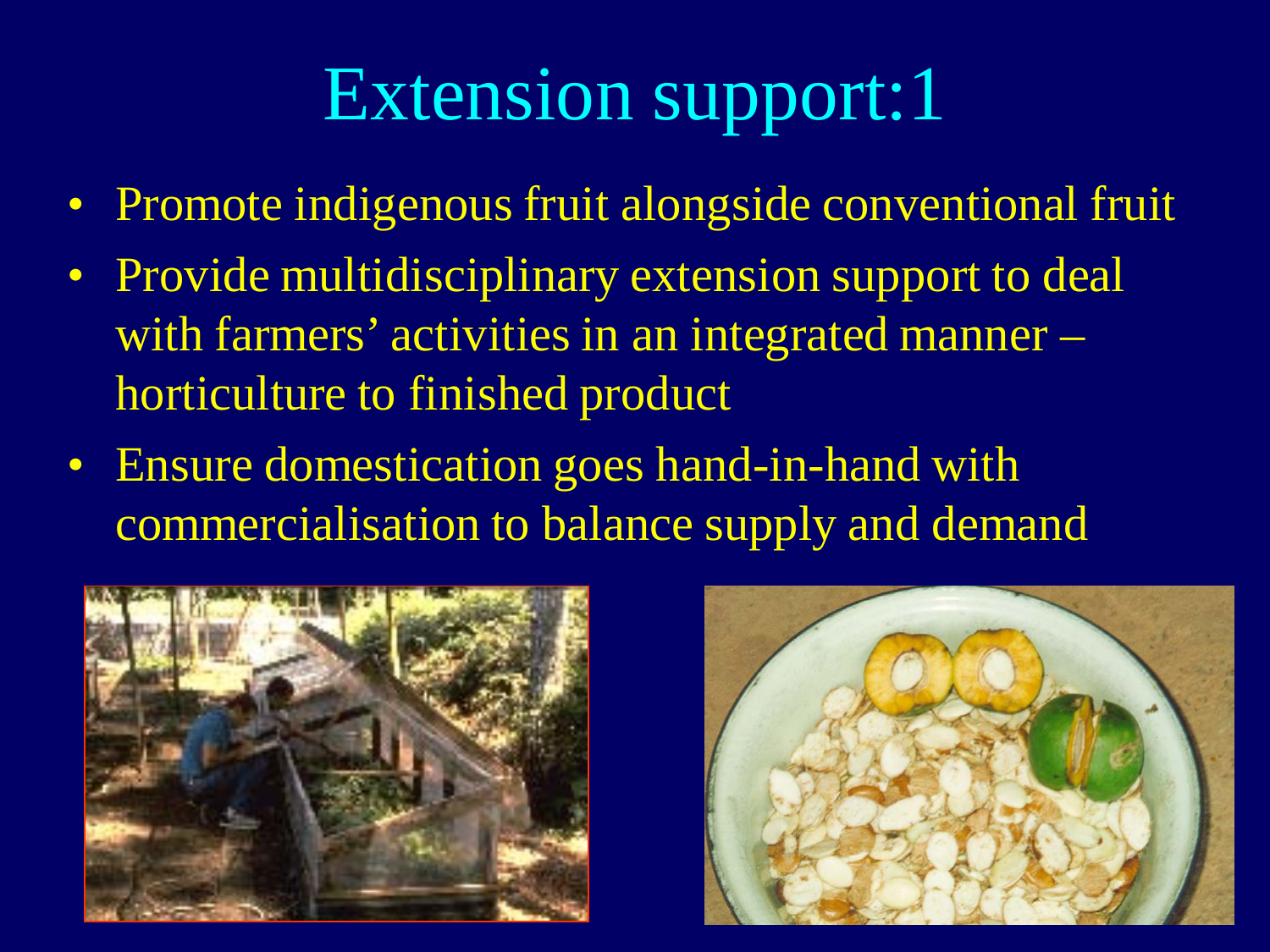# Extension support:1

- Promote indigenous fruit alongside conventional fruit
- Provide multidisciplinary extension support to deal with farmers' activities in an integrated manner – horticulture to finished product
- Ensure domestication goes hand-in-hand with commercialisation to balance supply and demand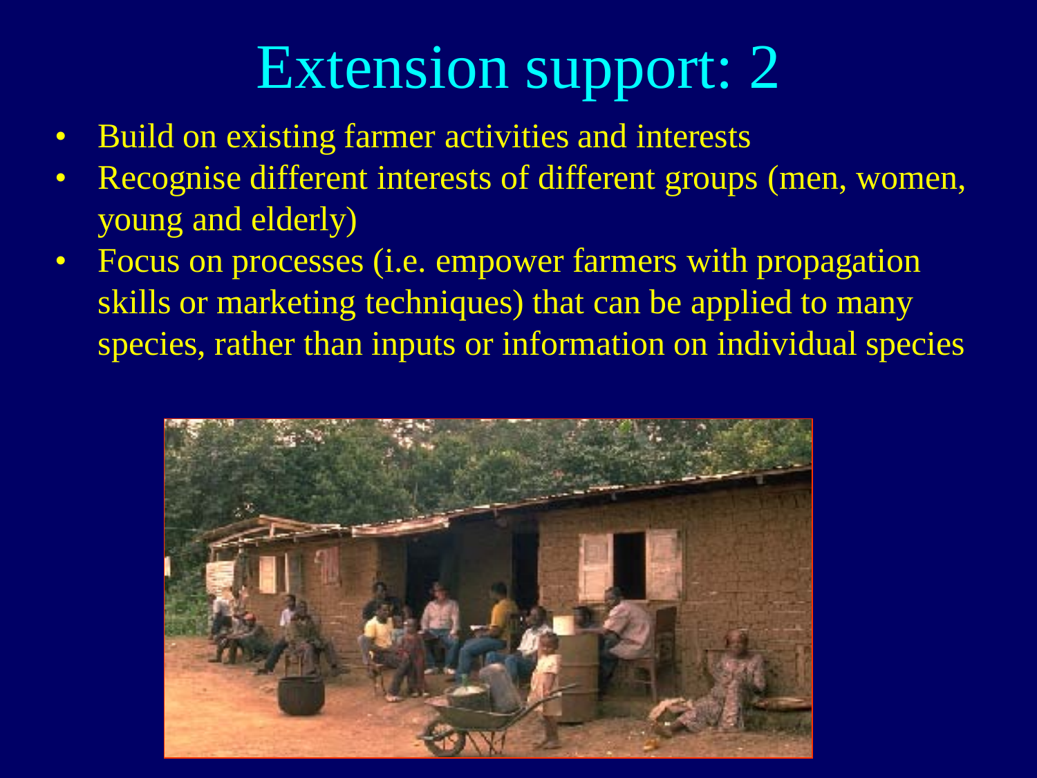# Extension support: 2

- Build on existing farmer activities and interests
- Recognise different interests of different groups (men, women, young and elderly)
- Focus on processes (i.e. empower farmers with propagation skills or marketing techniques) that can be applied to many species, rather than inputs or information on individual species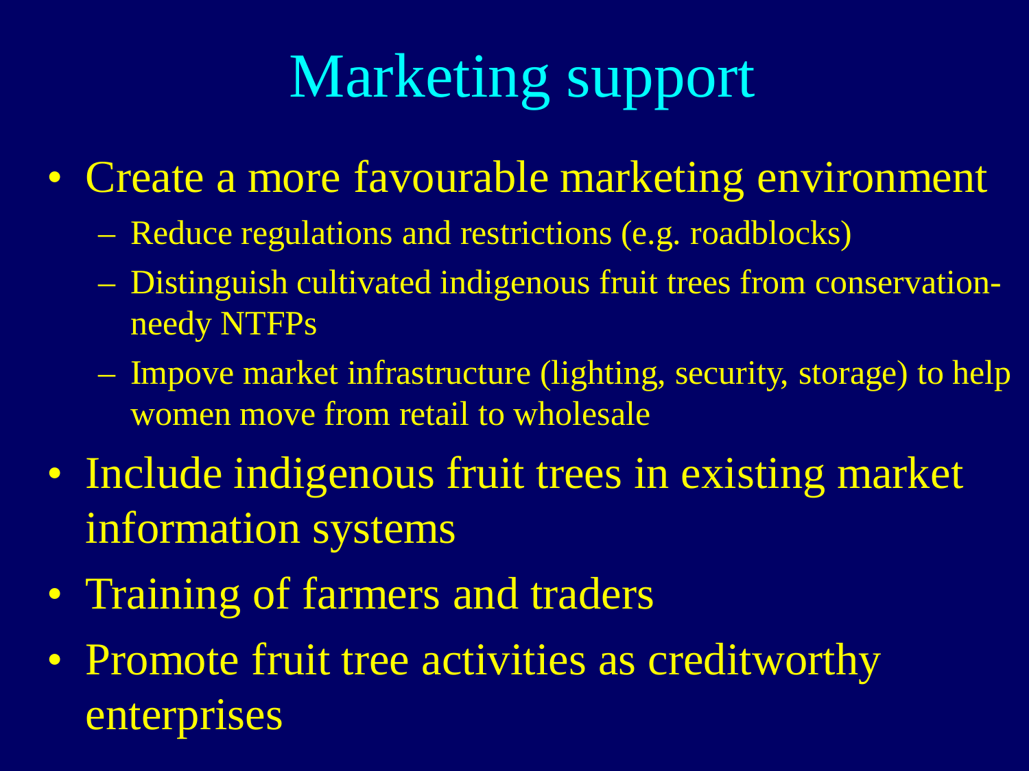# Marketing support

- Create a more favourable marketing environment
  - Reduce regulations and restrictions (e.g. roadblocks)
  - Distinguish cultivated indigenous fruit trees from conservation-needy NTFPs
  - Impove market infrastructure (lighting, security, storage) to help women move from retail to wholesale
- Include indigenous fruit trees in existing market information systems
- Training of farmers and traders
- Promote fruit tree activities as creditworthy enterprises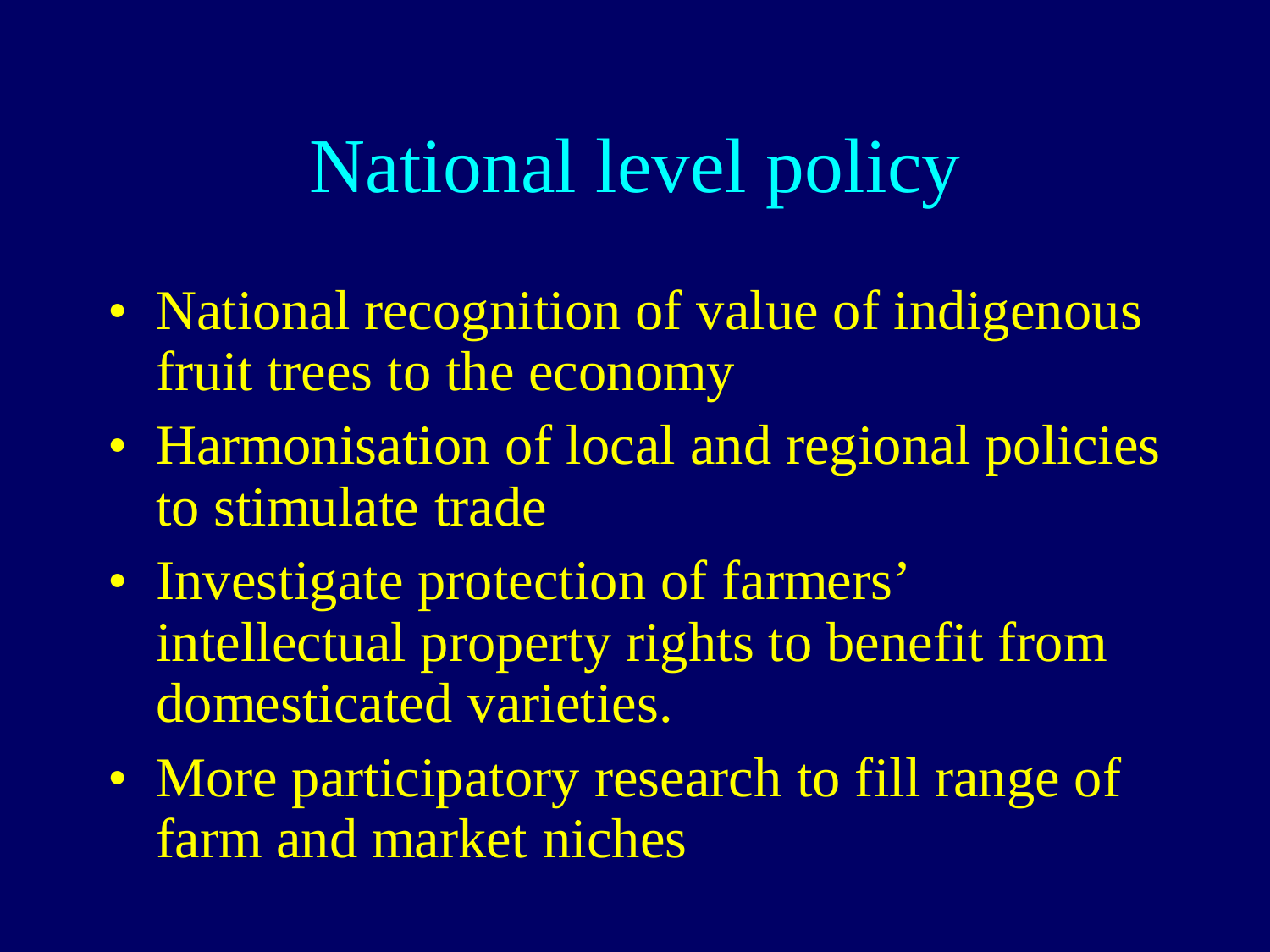# National level policy

- National recognition of value of indigenous fruit trees to the economy
- Harmonisation of local and regional policies to stimulate trade
- Investigate protection of farmers' intellectual property rights to benefit from domesticated varieties.
- More participatory research to fill range of farm and market niches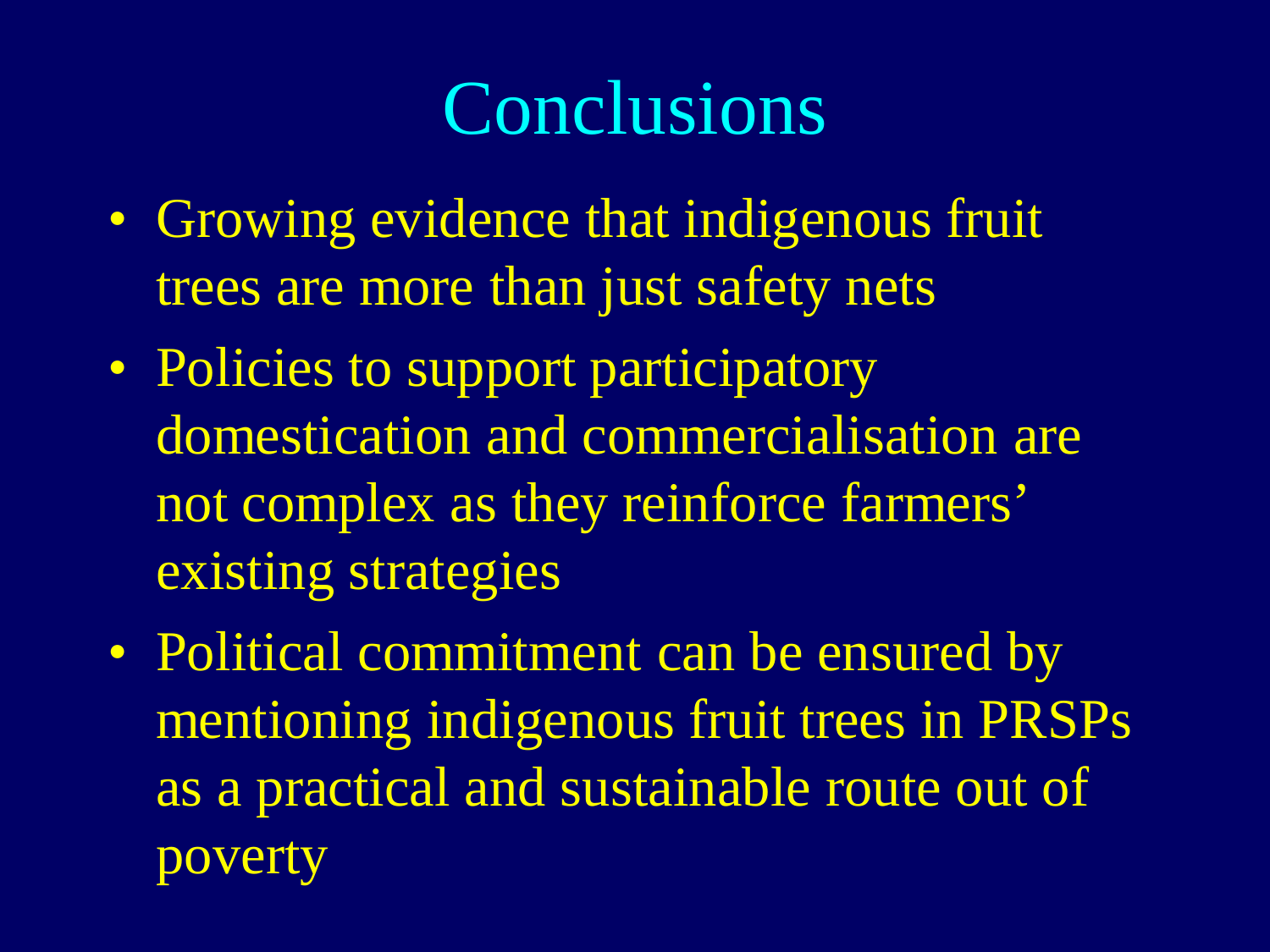# Conclusions

- Growing evidence that indigenous fruit trees are more than just safety nets
- Policies to support participatory domestication and commercialisation are not complex as they reinforce farmers' existing strategies
- Political commitment can be ensured by mentioning indigenous fruit trees in PRSPs as a practical and sustainable route out of poverty